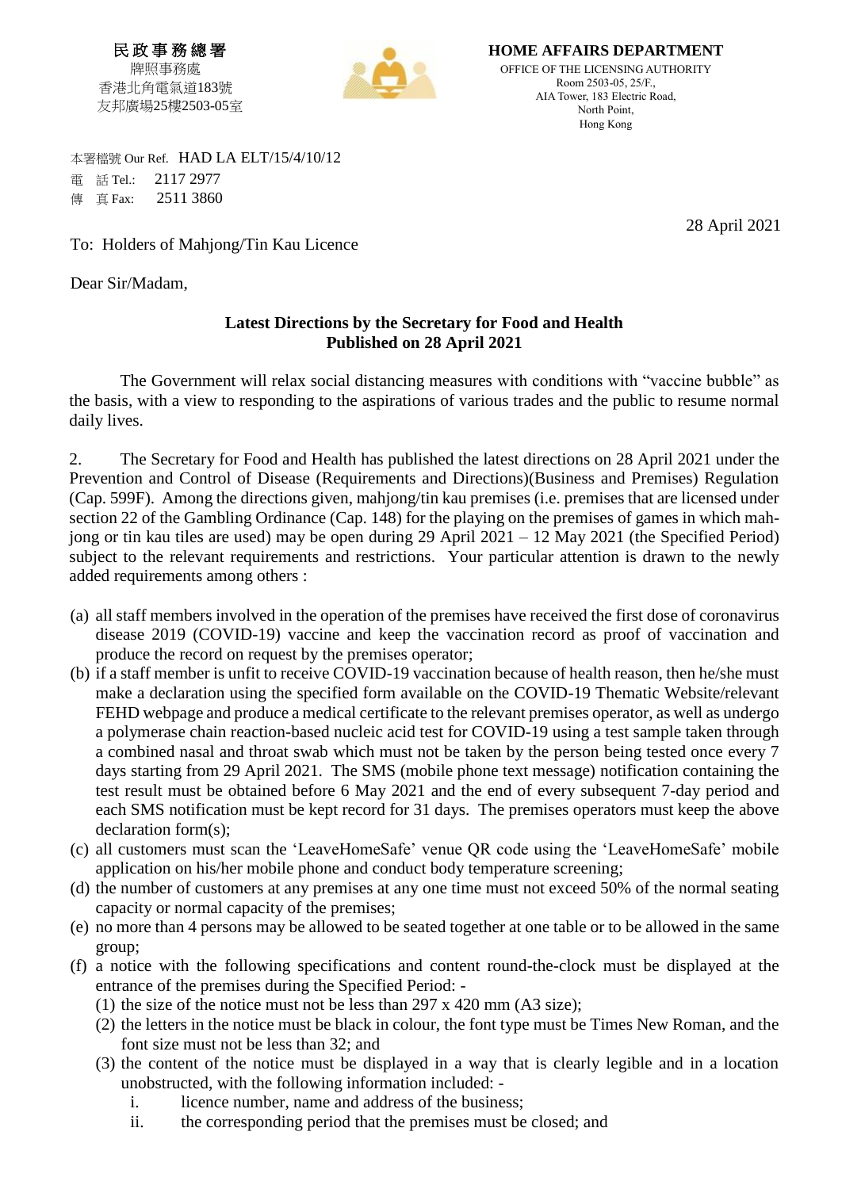民政事務總署
牌照事務處
香港北角電氣道183號
友邦廣場25樓2503-05室

**HOME AFFAIRS DEPARTMENT**
OFFICE OF THE LICENSING AUTHORITY
Room 2503-05, 25/F.,
AIA Tower, 183 Electric Road,
North Point,
Hong Kong

本署檔號 Our Ref. HAD LA ELT/15/4/10/12
電 話 Tel.: 2117 2977
傳 真 Fax: 2511 3860

28 April 2021

To: Holders of Mahjong/Tin Kau Licence

Dear Sir/Madam,

**Latest Directions by the Secretary for Food and Health**
**Published on 28 April 2021**

The Government will relax social distancing measures with conditions with "vaccine bubble" as the basis, with a view to responding to the aspirations of various trades and the public to resume normal daily lives.

2. The Secretary for Food and Health has published the latest directions on 28 April 2021 under the Prevention and Control of Disease (Requirements and Directions)(Business and Premises) Regulation (Cap. 599F). Among the directions given, mahjong/tin kau premises (i.e. premises that are licensed under section 22 of the Gambling Ordinance (Cap. 148) for the playing on the premises of games in which mah-jong or tin kau tiles are used) may be open during 29 April 2021 – 12 May 2021 (the Specified Period) subject to the relevant requirements and restrictions. Your particular attention is drawn to the newly added requirements among others :

(a) all staff members involved in the operation of the premises have received the first dose of coronavirus disease 2019 (COVID-19) vaccine and keep the vaccination record as proof of vaccination and produce the record on request by the premises operator;
(b) if a staff member is unfit to receive COVID-19 vaccination because of health reason, then he/she must make a declaration using the specified form available on the COVID-19 Thematic Website/relevant FEHD webpage and produce a medical certificate to the relevant premises operator, as well as undergo a polymerase chain reaction-based nucleic acid test for COVID-19 using a test sample taken through a combined nasal and throat swab which must not be taken by the person being tested once every 7 days starting from 29 April 2021. The SMS (mobile phone text message) notification containing the test result must be obtained before 6 May 2021 and the end of every subsequent 7-day period and each SMS notification must be kept record for 31 days. The premises operators must keep the above declaration form(s);
(c) all customers must scan the 'LeaveHomeSafe' venue QR code using the 'LeaveHomeSafe' mobile application on his/her mobile phone and conduct body temperature screening;
(d) the number of customers at any premises at any one time must not exceed 50% of the normal seating capacity or normal capacity of the premises;
(e) no more than 4 persons may be allowed to be seated together at one table or to be allowed in the same group;
(f) a notice with the following specifications and content round-the-clock must be displayed at the entrance of the premises during the Specified Period: -
    (1) the size of the notice must not be less than 297 x 420 mm (A3 size);
    (2) the letters in the notice must be black in colour, the font type must be Times New Roman, and the font size must not be less than 32; and
    (3) the content of the notice must be displayed in a way that is clearly legible and in a location unobstructed, with the following information included: -
        i. licence number, name and address of the business;
        ii. the corresponding period that the premises must be closed; and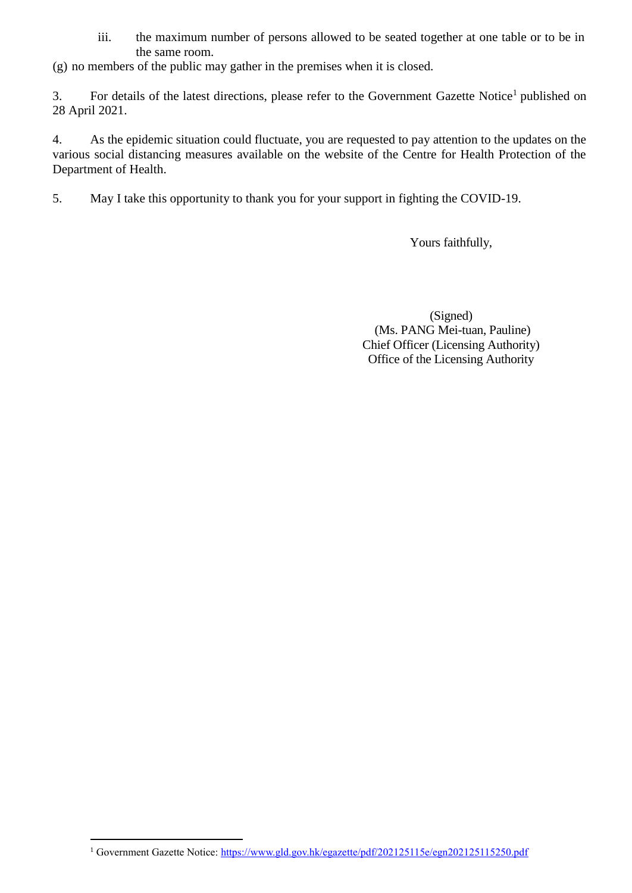iii. the maximum number of persons allowed to be seated together at one table or to be in the same room.

(g) no members of the public may gather in the premises when it is closed.

3. For details of the latest directions, please refer to the Government Gazette Notice[1] published on 28 April 2021.

4. As the epidemic situation could fluctuate, you are requested to pay attention to the updates on the various social distancing measures available on the website of the Centre for Health Protection of the Department of Health.

5. May I take this opportunity to thank you for your support in fighting the COVID-19.

Yours faithfully,

(Signed)
(Ms. PANG Mei-tuan, Pauline)
Chief Officer (Licensing Authority)
Office of the Licensing Authority

[1] Government Gazette Notice: https://www.gld.gov.hk/egazette/pdf/202125115e/egn202125115250.pdf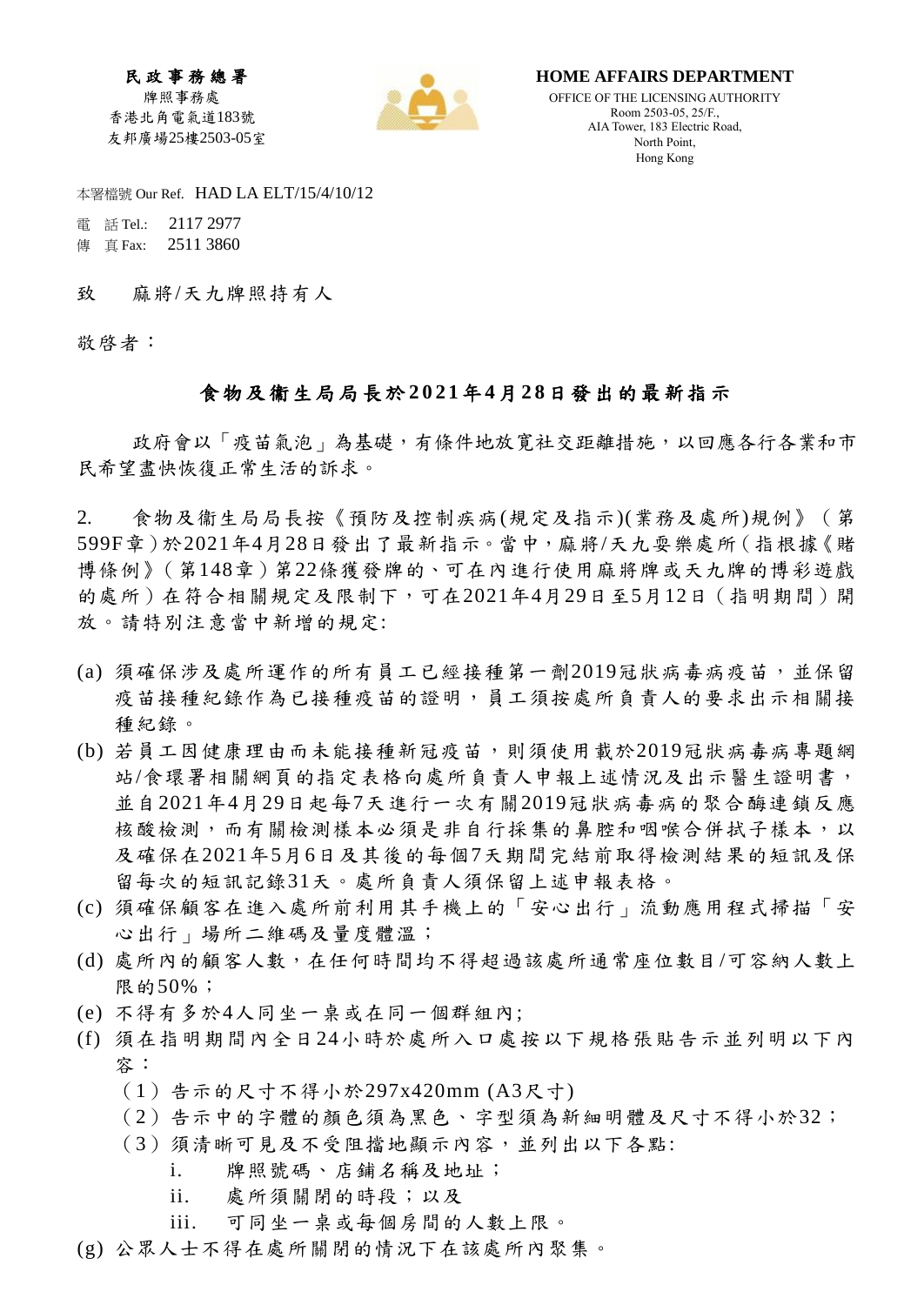**民政事務總署**
牌照事務處
香港北角電氣道183號
友邦廣場25樓2503-05室

**HOME AFFAIRS DEPARTMENT**
OFFICE OF THE LICENSING AUTHORITY
Room 2503-05, 25/F.,
AIA Tower, 183 Electric Road,
North Point,
Hong Kong

本署檔號 Our Ref. HAD LA ELT/15/4/10/12

電　話 Tel.: 2117 2977
傳　真 Fax: 2511 3860

致　麻將/天九牌照持有人

敬啓者：

## 食物及衞生局局長於2021年4月28日發出的最新指示

政府會以「疫苗氣泡」為基礎，有條件地放寬社交距離措施，以回應各行各業和市民希望盡快恢復正常生活的訴求。

2. 食物及衞生局局長按《預防及控制疾病(規定及指示)(業務及處所)規例》（第599F章）於2021年4月28日發出了最新指示。當中，麻將/天九耍樂處所（指根據《賭博條例》（第148章）第22條獲發牌的、可在內進行使用麻將牌或天九牌的博彩遊戲的處所）在符合相關規定及限制下，可在2021年4月29日至5月12日（指明期間）開放。請特別注意當中新增的規定:

(a) 須確保涉及處所運作的所有員工已經接種第一劑2019冠狀病毒病疫苗，並保留疫苗接種紀錄作為已接種疫苗的證明，員工須按處所負責人的要求出示相關接種紀錄。
(b) 若員工因健康理由而未能接種新冠疫苗，則須使用載於2019冠狀病毒病專題網站/食環署相關網頁的指定表格向處所負責人申報上述情況及出示醫生證明書，並自2021年4月29日起每7天進行一次有關2019冠狀病毒病的聚合酶連鎖反應核酸檢測，而有關檢測樣本必須是非自行採集的鼻腔和咽喉合併拭子樣本，以及確保在2021年5月6日及其後的每個7天期間完結前取得檢測結果的短訊及保留每次的短訊記錄31天。處所負責人須保留上述申報表格。
(c) 須確保顧客在進入處所前利用其手機上的「安心出行」流動應用程式掃描「安心出行」場所二維碼及量度體溫；
(d) 處所內的顧客人數，在任何時間均不得超過該處所通常座位數目/可容納人數上限的50%；
(e) 不得有多於4人同坐一桌或在同一個群組內;
(f) 須在指明期間內全日24小時於處所入口處按以下規格張貼告示並列明以下內容：
　（1）告示的尺寸不得小於297x420mm (A3尺寸)
　（2）告示中的字體的顏色須為黑色、字型須為新細明體及尺寸不得小於32；
　（3）須清晰可見及不受阻擋地顯示內容，並列出以下各點:
　　i. 牌照號碼、店鋪名稱及地址；
　　ii. 處所須關閉的時段；以及
　　iii. 可同坐一桌或每個房間的人數上限。
(g) 公眾人士不得在處所關閉的情況下在該處所內聚集。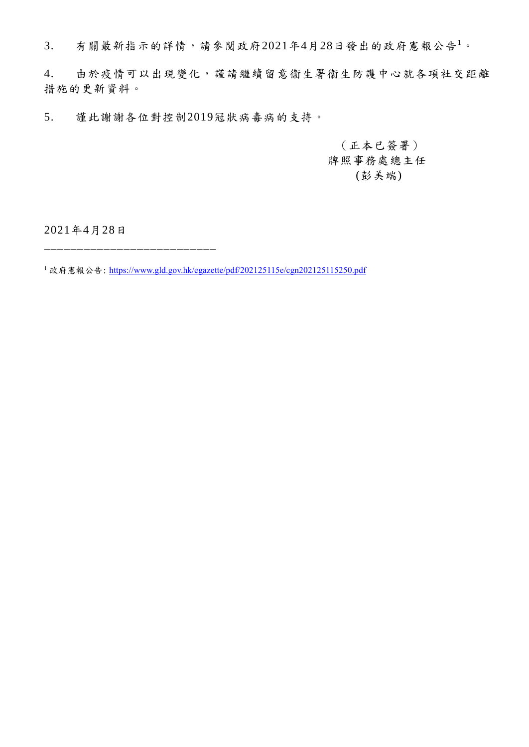3. 有關最新指示的詳情，請參閱政府2021年4月28日發出的政府憲報公告[1]。

4. 由於疫情可以出現變化，謹請繼續留意衞生署衞生防護中心就各項社交距離措施的更新資料。

5. 謹此謝謝各位對控制2019冠狀病毒病的支持。

（正本已簽署）
牌照事務處總主任
(彭美端)

2021年4月28日

---

[1] 政府憲報公告: https://www.gld.gov.hk/egazette/pdf/202125115e/cgn202125115250.pdf